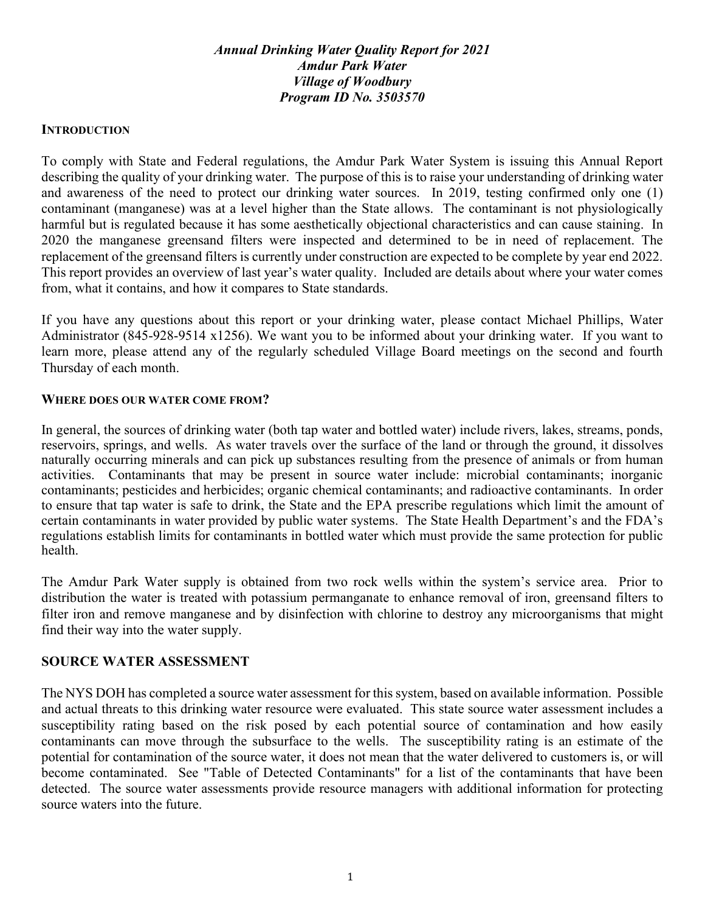***Annual Drinking Water Quality Report for 2021***
***Amdur Park Water***
***Village of Woodbury***
***Program ID No. 3503570***

## INTRODUCTION

To comply with State and Federal regulations, the Amdur Park Water System is issuing this Annual Report describing the quality of your drinking water. The purpose of this is to raise your understanding of drinking water and awareness of the need to protect our drinking water sources. In 2019, testing confirmed only one (1) contaminant (manganese) was at a level higher than the State allows. The contaminant is not physiologically harmful but is regulated because it has some aesthetically objectional characteristics and can cause staining. In 2020 the manganese greensand filters were inspected and determined to be in need of replacement. The replacement of the greensand filters is currently under construction are expected to be complete by year end 2022. This report provides an overview of last year's water quality. Included are details about where your water comes from, what it contains, and how it compares to State standards.

If you have any questions about this report or your drinking water, please contact Michael Phillips, Water Administrator (845-928-9514 x1256). We want you to be informed about your drinking water. If you want to learn more, please attend any of the regularly scheduled Village Board meetings on the second and fourth Thursday of each month.

## WHERE DOES OUR WATER COME FROM?

In general, the sources of drinking water (both tap water and bottled water) include rivers, lakes, streams, ponds, reservoirs, springs, and wells. As water travels over the surface of the land or through the ground, it dissolves naturally occurring minerals and can pick up substances resulting from the presence of animals or from human activities. Contaminants that may be present in source water include: microbial contaminants; inorganic contaminants; pesticides and herbicides; organic chemical contaminants; and radioactive contaminants. In order to ensure that tap water is safe to drink, the State and the EPA prescribe regulations which limit the amount of certain contaminants in water provided by public water systems. The State Health Department's and the FDA's regulations establish limits for contaminants in bottled water which must provide the same protection for public health.

The Amdur Park Water supply is obtained from two rock wells within the system's service area. Prior to distribution the water is treated with potassium permanganate to enhance removal of iron, greensand filters to filter iron and remove manganese and by disinfection with chlorine to destroy any microorganisms that might find their way into the water supply.

## SOURCE WATER ASSESSMENT

The NYS DOH has completed a source water assessment for this system, based on available information. Possible and actual threats to this drinking water resource were evaluated. This state source water assessment includes a susceptibility rating based on the risk posed by each potential source of contamination and how easily contaminants can move through the subsurface to the wells. The susceptibility rating is an estimate of the potential for contamination of the source water, it does not mean that the water delivered to customers is, or will become contaminated. See "Table of Detected Contaminants" for a list of the contaminants that have been detected. The source water assessments provide resource managers with additional information for protecting source waters into the future.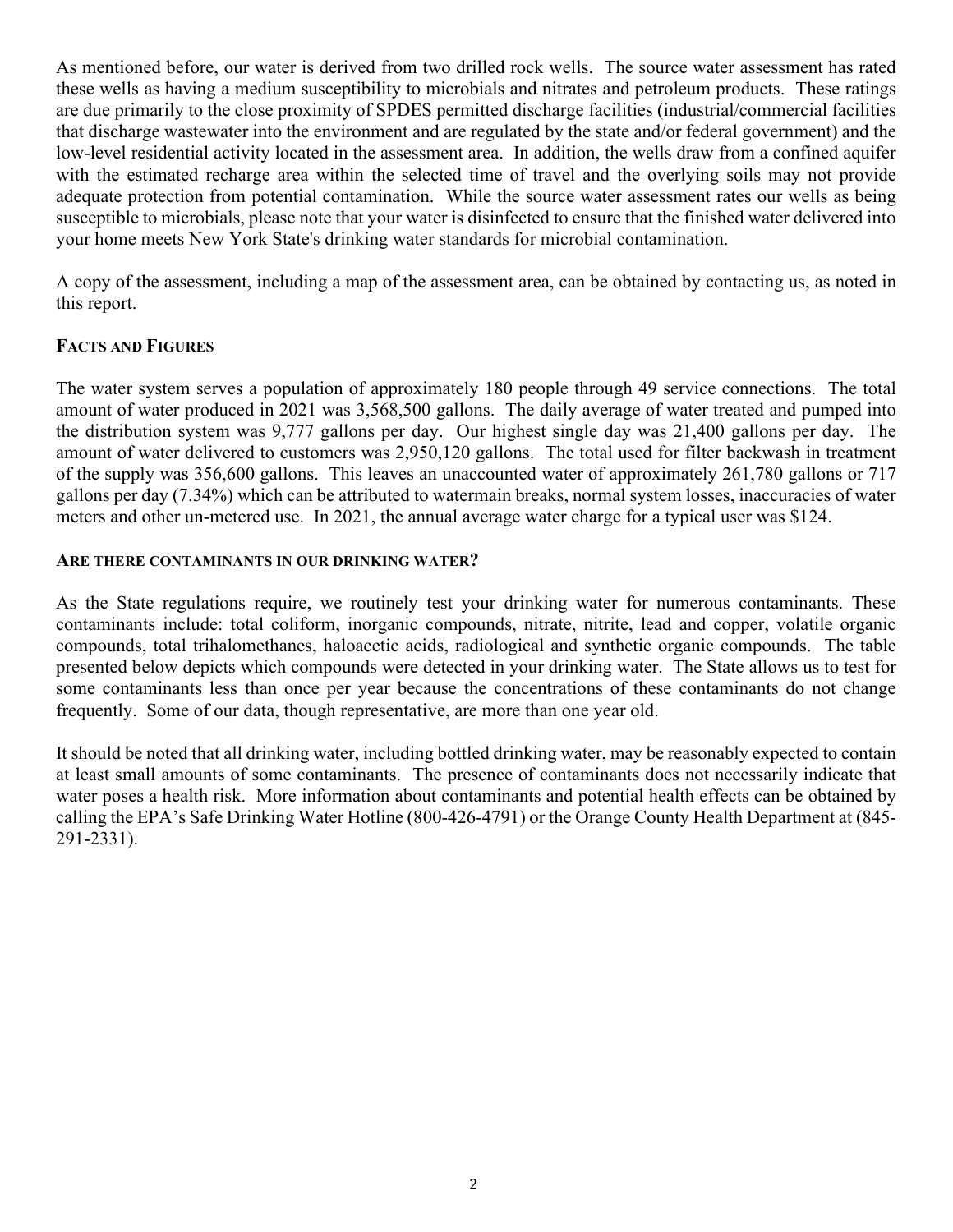As mentioned before, our water is derived from two drilled rock wells. The source water assessment has rated these wells as having a medium susceptibility to microbials and nitrates and petroleum products. These ratings are due primarily to the close proximity of SPDES permitted discharge facilities (industrial/commercial facilities that discharge wastewater into the environment and are regulated by the state and/or federal government) and the low-level residential activity located in the assessment area. In addition, the wells draw from a confined aquifer with the estimated recharge area within the selected time of travel and the overlying soils may not provide adequate protection from potential contamination. While the source water assessment rates our wells as being susceptible to microbials, please note that your water is disinfected to ensure that the finished water delivered into your home meets New York State's drinking water standards for microbial contamination.

A copy of the assessment, including a map of the assessment area, can be obtained by contacting us, as noted in this report.

## FACTS AND FIGURES

The water system serves a population of approximately 180 people through 49 service connections. The total amount of water produced in 2021 was 3,568,500 gallons. The daily average of water treated and pumped into the distribution system was 9,777 gallons per day. Our highest single day was 21,400 gallons per day. The amount of water delivered to customers was 2,950,120 gallons. The total used for filter backwash in treatment of the supply was 356,600 gallons. This leaves an unaccounted water of approximately 261,780 gallons or 717 gallons per day (7.34%) which can be attributed to watermain breaks, normal system losses, inaccuracies of water meters and other un-metered use. In 2021, the annual average water charge for a typical user was $124.

## ARE THERE CONTAMINANTS IN OUR DRINKING WATER?

As the State regulations require, we routinely test your drinking water for numerous contaminants. These contaminants include: total coliform, inorganic compounds, nitrate, nitrite, lead and copper, volatile organic compounds, total trihalomethanes, haloacetic acids, radiological and synthetic organic compounds. The table presented below depicts which compounds were detected in your drinking water. The State allows us to test for some contaminants less than once per year because the concentrations of these contaminants do not change frequently. Some of our data, though representative, are more than one year old.

It should be noted that all drinking water, including bottled drinking water, may be reasonably expected to contain at least small amounts of some contaminants. The presence of contaminants does not necessarily indicate that water poses a health risk. More information about contaminants and potential health effects can be obtained by calling the EPA's Safe Drinking Water Hotline (800-426-4791) or the Orange County Health Department at (845-291-2331).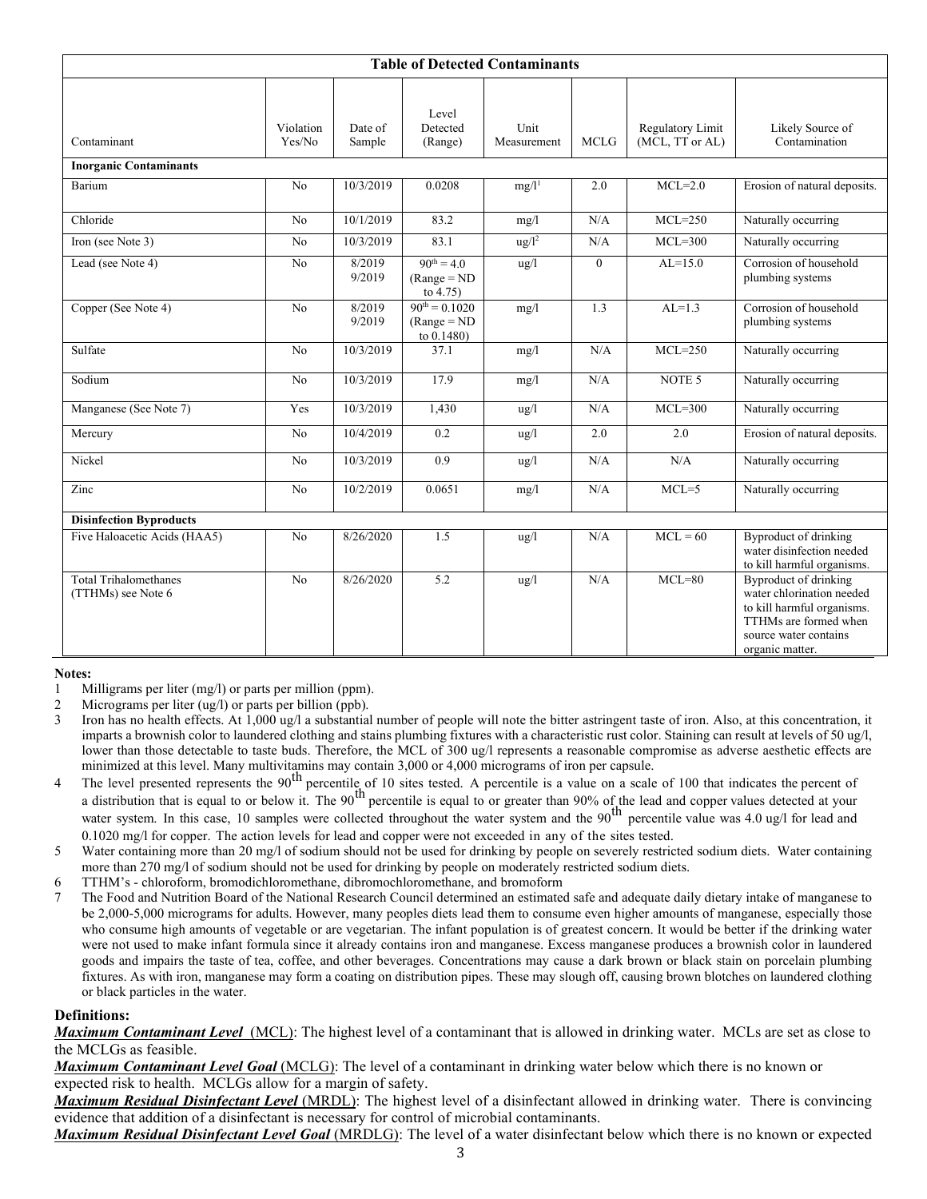| Table of Detected Contaminants | | | | | | | |
|---|---|---|---|---|---|---|---|
| Contaminant | Violation Yes/No | Date of Sample | Level Detected (Range) | Unit Measurement | MCLG | Regulatory Limit (MCL, TT or AL) | Likely Source of Contamination |
| **Inorganic Contaminants** | | | | | | | |
| Barium | No | 10/3/2019 | 0.0208 | mg/l[1] | 2.0 | MCL=2.0 | Erosion of natural deposits. |
| Chloride | No | 10/1/2019 | 83.2 | mg/l | N/A | MCL=250 | Naturally occurring |
| Iron (see Note 3) | No | 10/3/2019 | 83.1 | ug/l[2] | N/A | MCL=300 | Naturally occurring |
| Lead (see Note 4) | No | 8/2019 9/2019 | $90^{th}$ = 4.0 (Range = ND to 4.75) | ug/l | 0 | AL=15.0 | Corrosion of household plumbing systems |
| Copper (See Note 4) | No | 8/2019 9/2019 | $90^{th}$ = 0.1020 (Range = ND to 0.1480) | mg/l | 1.3 | AL=1.3 | Corrosion of household plumbing systems |
| Sulfate | No | 10/3/2019 | 37.1 | mg/l | N/A | MCL=250 | Naturally occurring |
| Sodium | No | 10/3/2019 | 17.9 | mg/l | N/A | NOTE 5 | Naturally occurring |
| Manganese (See Note 7) | Yes | 10/3/2019 | 1,430 | ug/l | N/A | MCL=300 | Naturally occurring |
| Mercury | No | 10/4/2019 | 0.2 | ug/l | 2.0 | 2.0 | Erosion of natural deposits. |
| Nickel | No | 10/3/2019 | 0.9 | ug/l | N/A | N/A | Naturally occurring |
| Zinc | No | 10/2/2019 | 0.0651 | mg/l | N/A | MCL=5 | Naturally occurring |
| **Disinfection Byproducts** | | | | | | | |
| Five Haloacetic Acids (HAA5) | No | 8/26/2020 | 1.5 | ug/l | N/A | MCL = 60 | Byproduct of drinking water disinfection needed to kill harmful organisms. |
| Total Trihalomethanes (TTHMs) see Note 6 | No | 8/26/2020 | 5.2 | ug/l | N/A | MCL=80 | Byproduct of drinking water chlorination needed to kill harmful organisms. TTHMs are formed when source water contains organic matter. |

**Notes:**

1. Milligrams per liter (mg/l) or parts per million (ppm).
2. Micrograms per liter (ug/l) or parts per billion (ppb).
3. Iron has no health effects. At 1,000 ug/l a substantial number of people will note the bitter astringent taste of iron. Also, at this concentration, it imparts a brownish color to laundered clothing and stains plumbing fixtures with a characteristic rust color. Staining can result at levels of 50 ug/l, lower than those detectable to taste buds. Therefore, the MCL of 300 ug/l represents a reasonable compromise as adverse aesthetic effects are minimized at this level. Many multivitamins may contain 3,000 or 4,000 micrograms of iron per capsule.
4. The level presented represents the $90^{th}$ percentile of 10 sites tested. A percentile is a value on a scale of 100 that indicates the percent of a distribution that is equal to or below it. The $90^{th}$ percentile is equal to or greater than 90% of the lead and copper values detected at your water system. In this case, 10 samples were collected throughout the water system and the $90^{th}$ percentile value was 4.0 ug/l for lead and 0.1020 mg/l for copper. The action levels for lead and copper were not exceeded in any of the sites tested.
5. Water containing more than 20 mg/l of sodium should not be used for drinking by people on severely restricted sodium diets. Water containing more than 270 mg/l of sodium should not be used for drinking by people on moderately restricted sodium diets.
6. TTHM's - chloroform, bromodichloromethane, dibromochloromethane, and bromoform
7. The Food and Nutrition Board of the National Research Council determined an estimated safe and adequate daily dietary intake of manganese to be 2,000-5,000 micrograms for adults. However, many peoples diets lead them to consume even higher amounts of manganese, especially those who consume high amounts of vegetable or are vegetarian. The infant population is of greatest concern. It would be better if the drinking water were not used to make infant formula since it already contains iron and manganese. Excess manganese produces a brownish color in laundered goods and impairs the taste of tea, coffee, and other beverages. Concentrations may cause a dark brown or black stain on porcelain plumbing fixtures. As with iron, manganese may form a coating on distribution pipes. These may slough off, causing brown blotches on laundered clothing or black particles in the water.

**Definitions:**

***Maximum Contaminant Level*** (MCL): The highest level of a contaminant that is allowed in drinking water. MCLs are set as close to the MCLGs as feasible.

***Maximum Contaminant Level Goal*** (MCLG): The level of a contaminant in drinking water below which there is no known or expected risk to health. MCLGs allow for a margin of safety.

***Maximum Residual Disinfectant Level*** (MRDL): The highest level of a disinfectant allowed in drinking water. There is convincing evidence that addition of a disinfectant is necessary for control of microbial contaminants.

***Maximum Residual Disinfectant Level Goal*** (MRDLG): The level of a water disinfectant below which there is no known or expected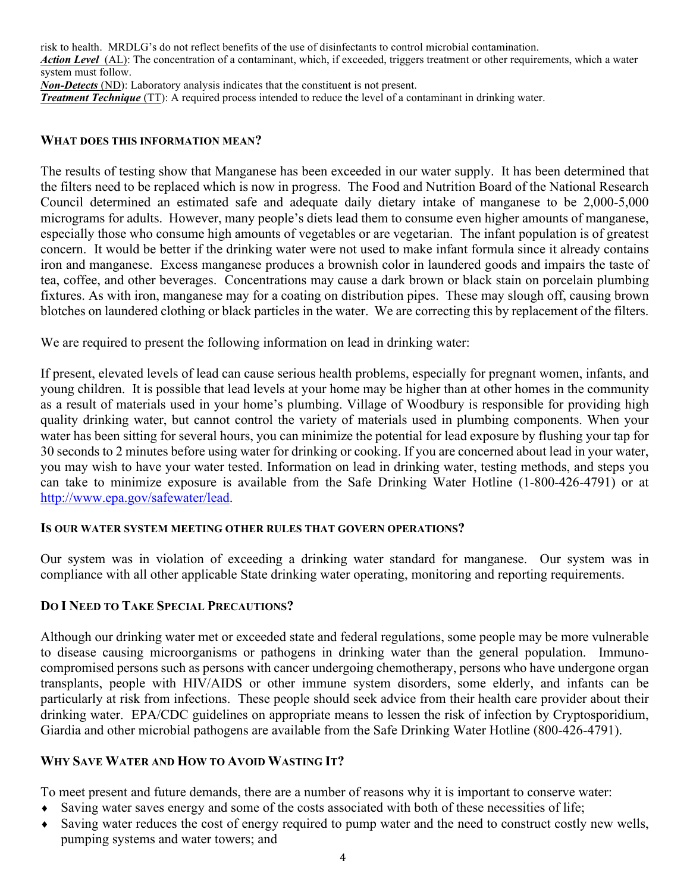risk to health. MRDLG's do not reflect benefits of the use of disinfectants to control microbial contamination.
***Action Level*** (AL): The concentration of a contaminant, which, if exceeded, triggers treatment or other requirements, which a water system must follow.
***Non-Detects*** (ND): Laboratory analysis indicates that the constituent is not present.
***Treatment Technique*** (TT): A required process intended to reduce the level of a contaminant in drinking water.

## WHAT DOES THIS INFORMATION MEAN?

The results of testing show that Manganese has been exceeded in our water supply. It has been determined that the filters need to be replaced which is now in progress. The Food and Nutrition Board of the National Research Council determined an estimated safe and adequate daily dietary intake of manganese to be 2,000-5,000 micrograms for adults. However, many people's diets lead them to consume even higher amounts of manganese, especially those who consume high amounts of vegetables or are vegetarian. The infant population is of greatest concern. It would be better if the drinking water were not used to make infant formula since it already contains iron and manganese. Excess manganese produces a brownish color in laundered goods and impairs the taste of tea, coffee, and other beverages. Concentrations may cause a dark brown or black stain on porcelain plumbing fixtures. As with iron, manganese may for a coating on distribution pipes. These may slough off, causing brown blotches on laundered clothing or black particles in the water. We are correcting this by replacement of the filters.

We are required to present the following information on lead in drinking water:

If present, elevated levels of lead can cause serious health problems, especially for pregnant women, infants, and young children. It is possible that lead levels at your home may be higher than at other homes in the community as a result of materials used in your home's plumbing. Village of Woodbury is responsible for providing high quality drinking water, but cannot control the variety of materials used in plumbing components. When your water has been sitting for several hours, you can minimize the potential for lead exposure by flushing your tap for 30 seconds to 2 minutes before using water for drinking or cooking. If you are concerned about lead in your water, you may wish to have your water tested. Information on lead in drinking water, testing methods, and steps you can take to minimize exposure is available from the Safe Drinking Water Hotline (1-800-426-4791) or at http://www.epa.gov/safewater/lead.

## IS OUR WATER SYSTEM MEETING OTHER RULES THAT GOVERN OPERATIONS?

Our system was in violation of exceeding a drinking water standard for manganese. Our system was in compliance with all other applicable State drinking water operating, monitoring and reporting requirements.

## DO I NEED TO TAKE SPECIAL PRECAUTIONS?

Although our drinking water met or exceeded state and federal regulations, some people may be more vulnerable to disease causing microorganisms or pathogens in drinking water than the general population. Immuno-compromised persons such as persons with cancer undergoing chemotherapy, persons who have undergone organ transplants, people with HIV/AIDS or other immune system disorders, some elderly, and infants can be particularly at risk from infections. These people should seek advice from their health care provider about their drinking water. EPA/CDC guidelines on appropriate means to lessen the risk of infection by Cryptosporidium, Giardia and other microbial pathogens are available from the Safe Drinking Water Hotline (800-426-4791).

## WHY SAVE WATER AND HOW TO AVOID WASTING IT?

To meet present and future demands, there are a number of reasons why it is important to conserve water:

- Saving water saves energy and some of the costs associated with both of these necessities of life;
- Saving water reduces the cost of energy required to pump water and the need to construct costly new wells, pumping systems and water towers; and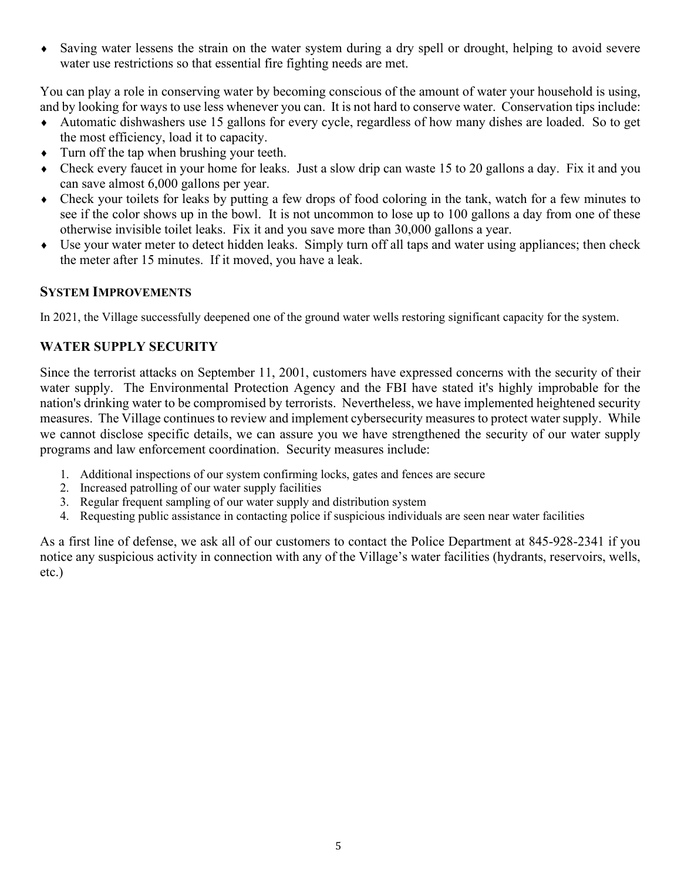- Saving water lessens the strain on the water system during a dry spell or drought, helping to avoid severe water use restrictions so that essential fire fighting needs are met.

You can play a role in conserving water by becoming conscious of the amount of water your household is using, and by looking for ways to use less whenever you can. It is not hard to conserve water. Conservation tips include:

- Automatic dishwashers use 15 gallons for every cycle, regardless of how many dishes are loaded. So to get the most efficiency, load it to capacity.
- Turn off the tap when brushing your teeth.
- Check every faucet in your home for leaks. Just a slow drip can waste 15 to 20 gallons a day. Fix it and you can save almost 6,000 gallons per year.
- Check your toilets for leaks by putting a few drops of food coloring in the tank, watch for a few minutes to see if the color shows up in the bowl. It is not uncommon to lose up to 100 gallons a day from one of these otherwise invisible toilet leaks. Fix it and you save more than 30,000 gallons a year.
- Use your water meter to detect hidden leaks. Simply turn off all taps and water using appliances; then check the meter after 15 minutes. If it moved, you have a leak.

## SYSTEM IMPROVEMENTS

In 2021, the Village successfully deepened one of the ground water wells restoring significant capacity for the system.

## WATER SUPPLY SECURITY

Since the terrorist attacks on September 11, 2001, customers have expressed concerns with the security of their water supply. The Environmental Protection Agency and the FBI have stated it's highly improbable for the nation's drinking water to be compromised by terrorists. Nevertheless, we have implemented heightened security measures. The Village continues to review and implement cybersecurity measures to protect water supply. While we cannot disclose specific details, we can assure you we have strengthened the security of our water supply programs and law enforcement coordination. Security measures include:

1. Additional inspections of our system confirming locks, gates and fences are secure
2. Increased patrolling of our water supply facilities
3. Regular frequent sampling of our water supply and distribution system
4. Requesting public assistance in contacting police if suspicious individuals are seen near water facilities

As a first line of defense, we ask all of our customers to contact the Police Department at 845-928-2341 if you notice any suspicious activity in connection with any of the Village's water facilities (hydrants, reservoirs, wells, etc.)